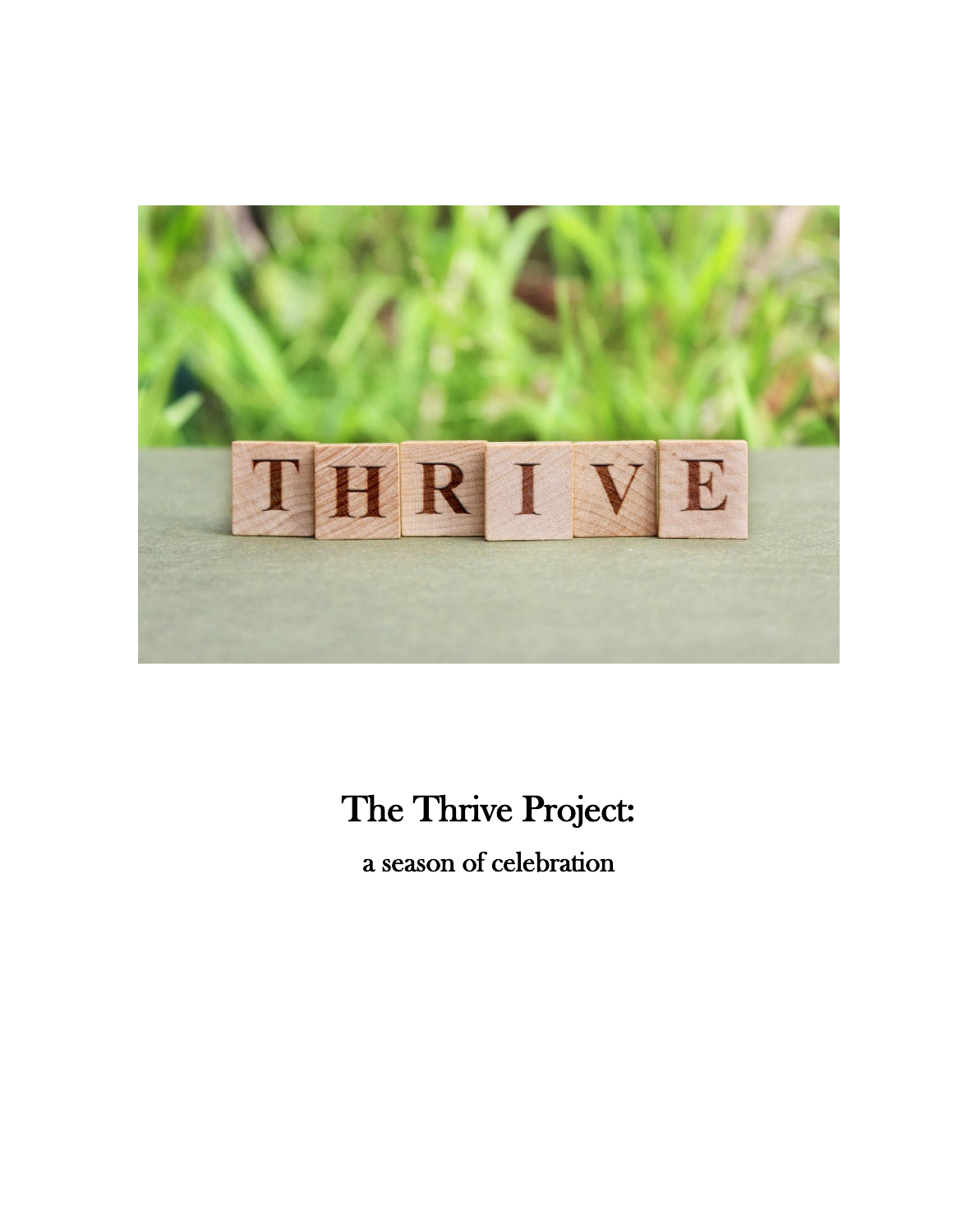# The Thrive Project:

a season of celebration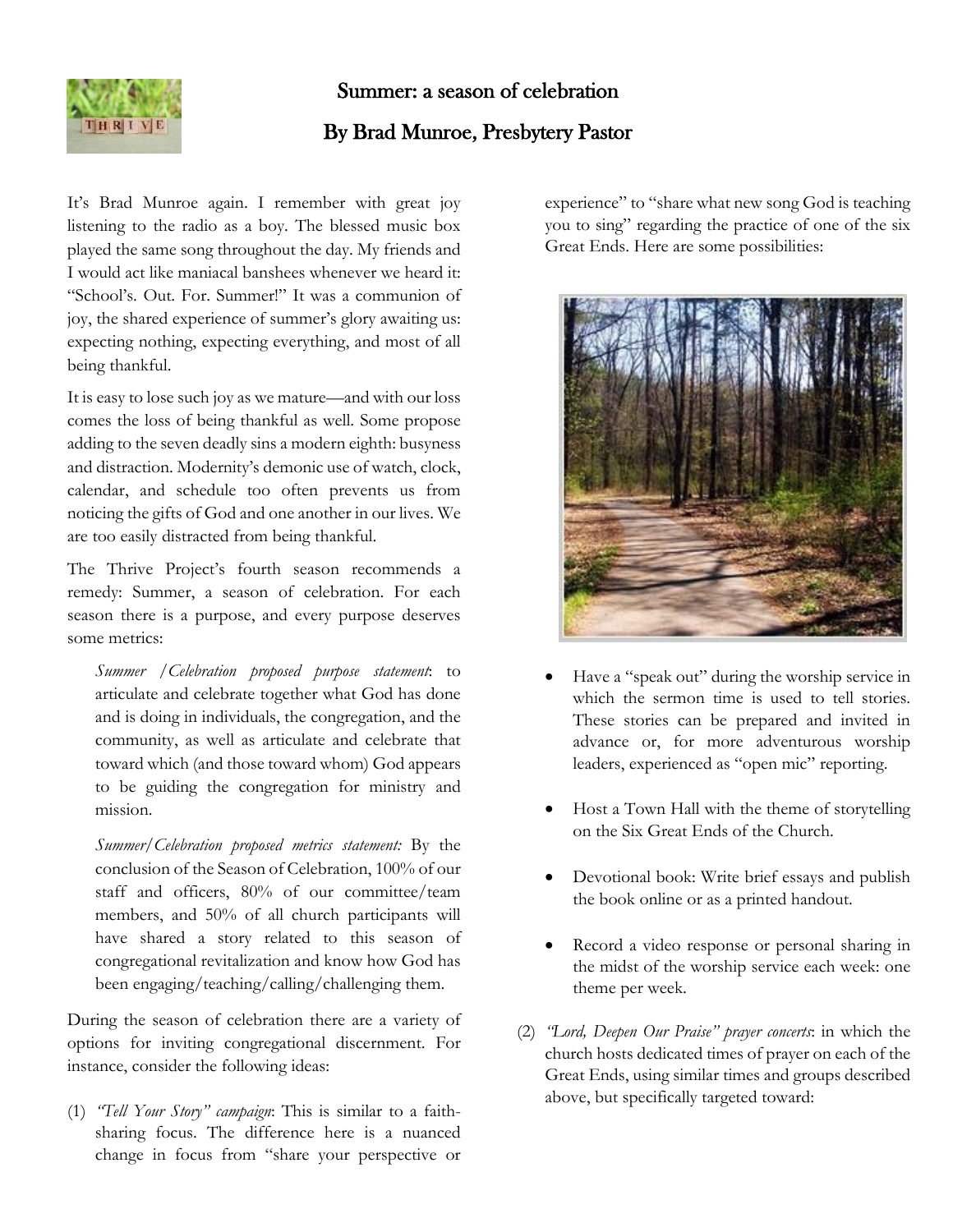# Summer: a season of celebration

## By Brad Munroe, Presbytery Pastor

It's Brad Munroe again. I remember with great joy listening to the radio as a boy. The blessed music box played the same song throughout the day. My friends and I would act like maniacal banshees whenever we heard it: "School's. Out. For. Summer!" It was a communion of joy, the shared experience of summer's glory awaiting us: expecting nothing, expecting everything, and most of all being thankful.

It is easy to lose such joy as we mature—and with our loss comes the loss of being thankful as well. Some propose adding to the seven deadly sins a modern eighth: busyness and distraction. Modernity's demonic use of watch, clock, calendar, and schedule too often prevents us from noticing the gifts of God and one another in our lives. We are too easily distracted from being thankful.

The Thrive Project's fourth season recommends a remedy: Summer, a season of celebration. For each season there is a purpose, and every purpose deserves some metrics:

> *Summer /Celebration proposed purpose statement*: to articulate and celebrate together what God has done and is doing in individuals, the congregation, and the community, as well as articulate and celebrate that toward which (and those toward whom) God appears to be guiding the congregation for ministry and mission.

> *Summer/Celebration proposed metrics statement:* By the conclusion of the Season of Celebration, 100% of our staff and officers, 80% of our committee/team members, and 50% of all church participants will have shared a story related to this season of congregational revitalization and know how God has been engaging/teaching/calling/challenging them.

During the season of celebration there are a variety of options for inviting congregational discernment. For instance, consider the following ideas:

(1) *"Tell Your Story" campaign*: This is similar to a faith-sharing focus. The difference here is a nuanced change in focus from "share your perspective or experience" to "share what new song God is teaching you to sing" regarding the practice of one of the six Great Ends. Here are some possibilities:

- Have a "speak out" during the worship service in which the sermon time is used to tell stories. These stories can be prepared and invited in advance or, for more adventurous worship leaders, experienced as "open mic" reporting.
- Host a Town Hall with the theme of storytelling on the Six Great Ends of the Church.
- Devotional book: Write brief essays and publish the book online or as a printed handout.
- Record a video response or personal sharing in the midst of the worship service each week: one theme per week.

(2) *"Lord, Deepen Our Praise" prayer concerts*: in which the church hosts dedicated times of prayer on each of the Great Ends, using similar times and groups described above, but specifically targeted toward: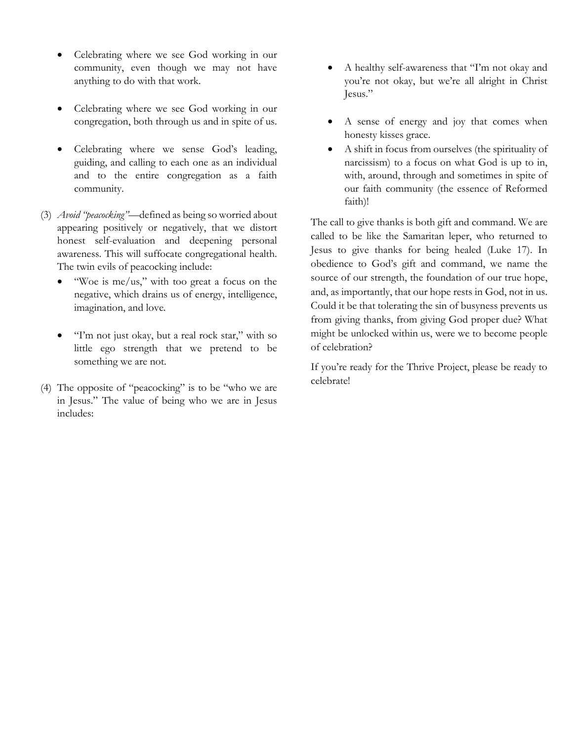- Celebrating where we see God working in our community, even though we may not have anything to do with that work.

- Celebrating where we see God working in our congregation, both through us and in spite of us.

- Celebrating where we sense God's leading, guiding, and calling to each one as an individual and to the entire congregation as a faith community.

(3) *Avoid "peacocking"*—defined as being so worried about appearing positively or negatively, that we distort honest self-evaluation and deepening personal awareness. This will suffocate congregational health. The twin evils of peacocking include:

- "Woe is me/us," with too great a focus on the negative, which drains us of energy, intelligence, imagination, and love.

- "I'm not just okay, but a real rock star," with so little ego strength that we pretend to be something we are not.

(4) The opposite of "peacocking" is to be "who we are in Jesus." The value of being who we are in Jesus includes:

- A healthy self-awareness that "I'm not okay and you're not okay, but we're all alright in Christ Jesus."

- A sense of energy and joy that comes when honesty kisses grace.
- A shift in focus from ourselves (the spirituality of narcissism) to a focus on what God is up to in, with, around, through and sometimes in spite of our faith community (the essence of Reformed faith)!

The call to give thanks is both gift and command. We are called to be like the Samaritan leper, who returned to Jesus to give thanks for being healed (Luke 17). In obedience to God's gift and command, we name the source of our strength, the foundation of our true hope, and, as importantly, that our hope rests in God, not in us. Could it be that tolerating the sin of busyness prevents us from giving thanks, from giving God proper due? What might be unlocked within us, were we to become people of celebration?

If you're ready for the Thrive Project, please be ready to celebrate!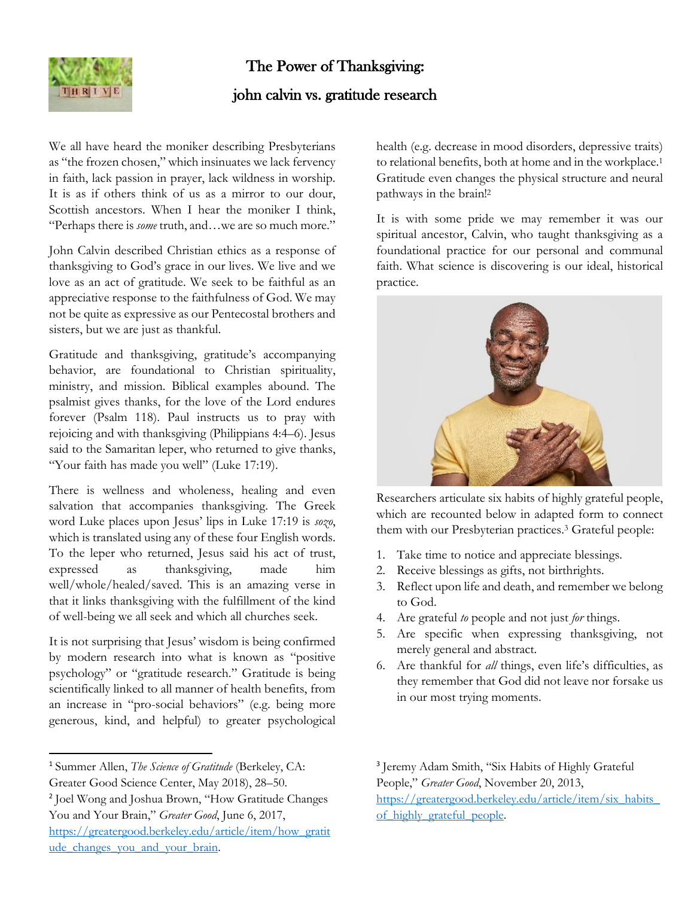# The Power of Thanksgiving:

## john calvin vs. gratitude research

We all have heard the moniker describing Presbyterians as "the frozen chosen," which insinuates we lack fervency in faith, lack passion in prayer, lack wildness in worship. It is as if others think of us as a mirror to our dour, Scottish ancestors. When I hear the moniker I think, "Perhaps there is *some* truth, and…we are so much more."

John Calvin described Christian ethics as a response of thanksgiving to God's grace in our lives. We live and we love as an act of gratitude. We seek to be faithful as an appreciative response to the faithfulness of God. We may not be quite as expressive as our Pentecostal brothers and sisters, but we are just as thankful.

Gratitude and thanksgiving, gratitude's accompanying behavior, are foundational to Christian spirituality, ministry, and mission. Biblical examples abound. The psalmist gives thanks, for the love of the Lord endures forever (Psalm 118). Paul instructs us to pray with rejoicing and with thanksgiving (Philippians 4:4–6). Jesus said to the Samaritan leper, who returned to give thanks, "Your faith has made you well" (Luke 17:19).

There is wellness and wholeness, healing and even salvation that accompanies thanksgiving. The Greek word Luke places upon Jesus' lips in Luke 17:19 is *sozo*, which is translated using any of these four English words. To the leper who returned, Jesus said his act of trust, expressed as thanksgiving, made him well/whole/healed/saved. This is an amazing verse in that it links thanksgiving with the fulfillment of the kind of well-being we all seek and which all churches seek.

It is not surprising that Jesus' wisdom is being confirmed by modern research into what is known as "positive psychology" or "gratitude research." Gratitude is being scientifically linked to all manner of health benefits, from an increase in "pro-social behaviors" (e.g. being more generous, kind, and helpful) to greater psychological health (e.g. decrease in mood disorders, depressive traits) to relational benefits, both at home and in the workplace.[1] Gratitude even changes the physical structure and neural pathways in the brain![2]

It is with some pride we may remember it was our spiritual ancestor, Calvin, who taught thanksgiving as a foundational practice for our personal and communal faith. What science is discovering is our ideal, historical practice.

Researchers articulate six habits of highly grateful people, which are recounted below in adapted form to connect them with our Presbyterian practices.[3] Grateful people:

1. Take time to notice and appreciate blessings.
2. Receive blessings as gifts, not birthrights.
3. Reflect upon life and death, and remember we belong to God.
4. Are grateful *to* people and not just *for* things.
5. Are specific when expressing thanksgiving, not merely general and abstract.
6. Are thankful for *all* things, even life's difficulties, as they remember that God did not leave nor forsake us in our most trying moments.

---

[1] Summer Allen, *The Science of Gratitude* (Berkeley, CA: Greater Good Science Center, May 2018), 28–50.

[2] Joel Wong and Joshua Brown, "How Gratitude Changes You and Your Brain," *Greater Good*, June 6, 2017, https://greatergood.berkeley.edu/article/item/how_gratitude_changes_you_and_your_brain.

[3] Jeremy Adam Smith, "Six Habits of Highly Grateful People," *Greater Good*, November 20, 2013, https://greatergood.berkeley.edu/article/item/six_habits_of_highly_grateful_people.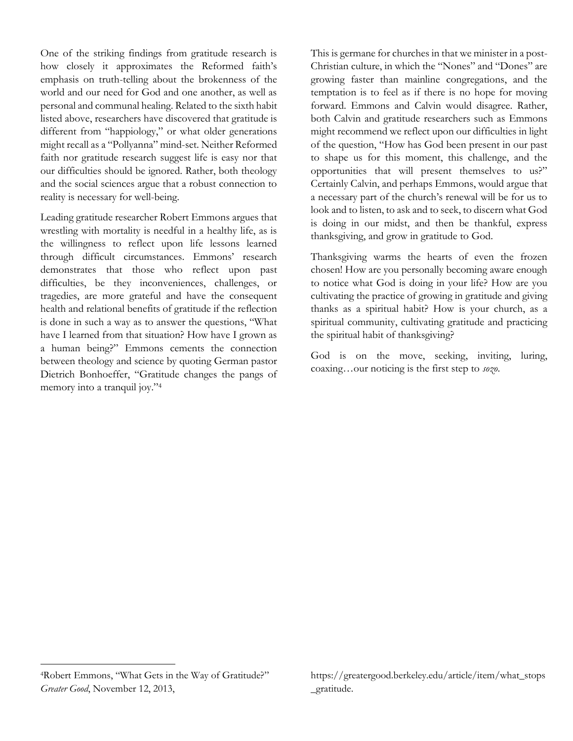One of the striking findings from gratitude research is how closely it approximates the Reformed faith's emphasis on truth-telling about the brokenness of the world and our need for God and one another, as well as personal and communal healing. Related to the sixth habit listed above, researchers have discovered that gratitude is different from "happiology," or what older generations might recall as a "Pollyanna" mind-set. Neither Reformed faith nor gratitude research suggest life is easy nor that our difficulties should be ignored. Rather, both theology and the social sciences argue that a robust connection to reality is necessary for well-being.

Leading gratitude researcher Robert Emmons argues that wrestling with mortality is needful in a healthy life, as is the willingness to reflect upon life lessons learned through difficult circumstances. Emmons' research demonstrates that those who reflect upon past difficulties, be they inconveniences, challenges, or tragedies, are more grateful and have the consequent health and relational benefits of gratitude if the reflection is done in such a way as to answer the questions, "What have I learned from that situation? How have I grown as a human being?" Emmons cements the connection between theology and science by quoting German pastor Dietrich Bonhoeffer, "Gratitude changes the pangs of memory into a tranquil joy."[4]

This is germane for churches in that we minister in a post-Christian culture, in which the "Nones" and "Dones" are growing faster than mainline congregations, and the temptation is to feel as if there is no hope for moving forward. Emmons and Calvin would disagree. Rather, both Calvin and gratitude researchers such as Emmons might recommend we reflect upon our difficulties in light of the question, "How has God been present in our past to shape us for this moment, this challenge, and the opportunities that will present themselves to us?" Certainly Calvin, and perhaps Emmons, would argue that a necessary part of the church's renewal will be for us to look and to listen, to ask and to seek, to discern what God is doing in our midst, and then be thankful, express thanksgiving, and grow in gratitude to God.

Thanksgiving warms the hearts of even the frozen chosen! How are you personally becoming aware enough to notice what God is doing in your life? How are you cultivating the practice of growing in gratitude and giving thanks as a spiritual habit? How is your church, as a spiritual community, cultivating gratitude and practicing the spiritual habit of thanksgiving?

God is on the move, seeking, inviting, luring, coaxing…our noticing is the first step to *sozo*.

---

[4]Robert Emmons, "What Gets in the Way of Gratitude?" *Greater Good*, November 12, 2013, https://greatergood.berkeley.edu/article/item/what_stops_gratitude.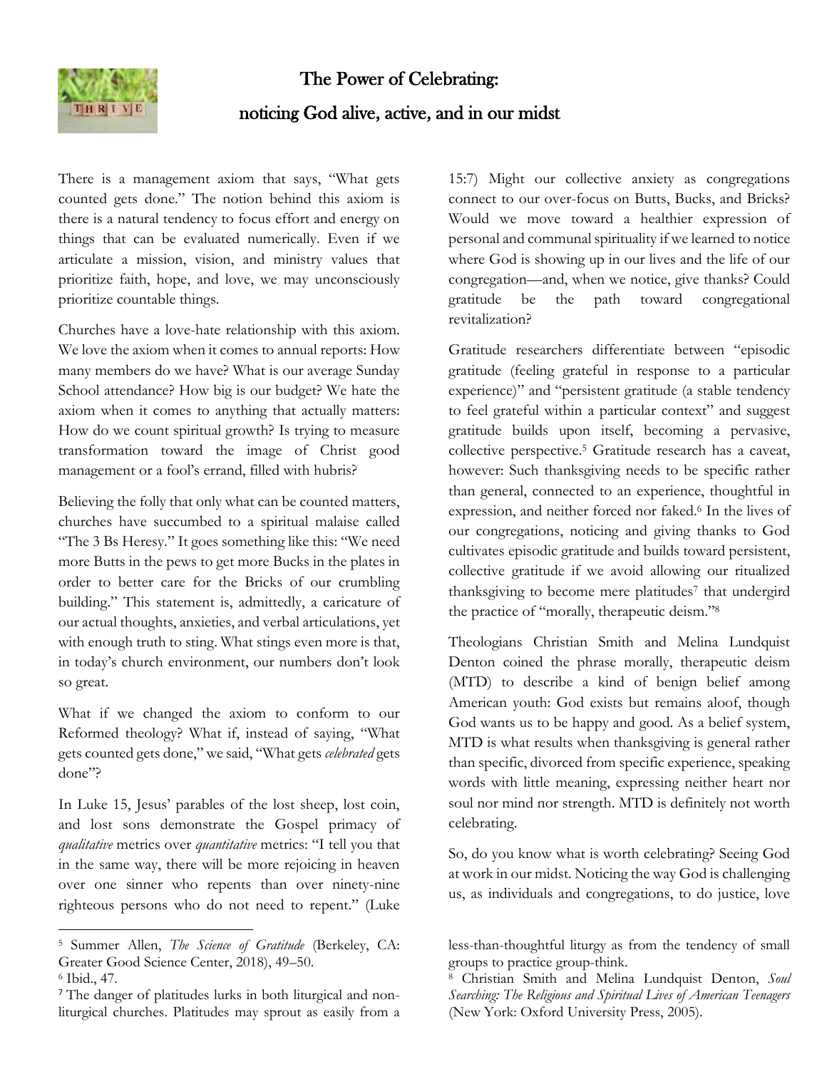# The Power of Celebrating: noticing God alive, active, and in our midst

There is a management axiom that says, "What gets counted gets done." The notion behind this axiom is there is a natural tendency to focus effort and energy on things that can be evaluated numerically. Even if we articulate a mission, vision, and ministry values that prioritize faith, hope, and love, we may unconsciously prioritize countable things.

Churches have a love-hate relationship with this axiom. We love the axiom when it comes to annual reports: How many members do we have? What is our average Sunday School attendance? How big is our budget? We hate the axiom when it comes to anything that actually matters: How do we count spiritual growth? Is trying to measure transformation toward the image of Christ good management or a fool's errand, filled with hubris?

Believing the folly that only what can be counted matters, churches have succumbed to a spiritual malaise called "The 3 Bs Heresy." It goes something like this: "We need more Butts in the pews to get more Bucks in the plates in order to better care for the Bricks of our crumbling building." This statement is, admittedly, a caricature of our actual thoughts, anxieties, and verbal articulations, yet with enough truth to sting. What stings even more is that, in today's church environment, our numbers don't look so great.

What if we changed the axiom to conform to our Reformed theology? What if, instead of saying, "What gets counted gets done," we said, "What gets *celebrated* gets done"?

In Luke 15, Jesus' parables of the lost sheep, lost coin, and lost sons demonstrate the Gospel primacy of *qualitative* metrics over *quantitative* metrics: "I tell you that in the same way, there will be more rejoicing in heaven over one sinner who repents than over ninety-nine righteous persons who do not need to repent." (Luke 15:7) Might our collective anxiety as congregations connect to our over-focus on Butts, Bucks, and Bricks? Would we move toward a healthier expression of personal and communal spirituality if we learned to notice where God is showing up in our lives and the life of our congregation—and, when we notice, give thanks? Could gratitude be the path toward congregational revitalization?

Gratitude researchers differentiate between "episodic gratitude (feeling grateful in response to a particular experience)" and "persistent gratitude (a stable tendency to feel grateful within a particular context" and suggest gratitude builds upon itself, becoming a pervasive, collective perspective.[5] Gratitude research has a caveat, however: Such thanksgiving needs to be specific rather than general, connected to an experience, thoughtful in expression, and neither forced nor faked.[6] In the lives of our congregations, noticing and giving thanks to God cultivates episodic gratitude and builds toward persistent, collective gratitude if we avoid allowing our ritualized thanksgiving to become mere platitudes[7] that undergird the practice of "morally, therapeutic deism."[8]

Theologians Christian Smith and Melina Lundquist Denton coined the phrase morally, therapeutic deism (MTD) to describe a kind of benign belief among American youth: God exists but remains aloof, though God wants us to be happy and good. As a belief system, MTD is what results when thanksgiving is general rather than specific, divorced from specific experience, speaking words with little meaning, expressing neither heart nor soul nor mind nor strength. MTD is definitely not worth celebrating.

So, do you know what is worth celebrating? Seeing God at work in our midst. Noticing the way God is challenging us, as individuals and congregations, to do justice, love

---

[5] Summer Allen, *The Science of Gratitude* (Berkeley, CA: Greater Good Science Center, 2018), 49–50.

[6] Ibid., 47.

[7] The danger of platitudes lurks in both liturgical and non-liturgical churches. Platitudes may sprout as easily from a less-than-thoughtful liturgy as from the tendency of small groups to practice group-think.

[8] Christian Smith and Melina Lundquist Denton, *Soul Searching: The Religious and Spiritual Lives of American Teenagers* (New York: Oxford University Press, 2005).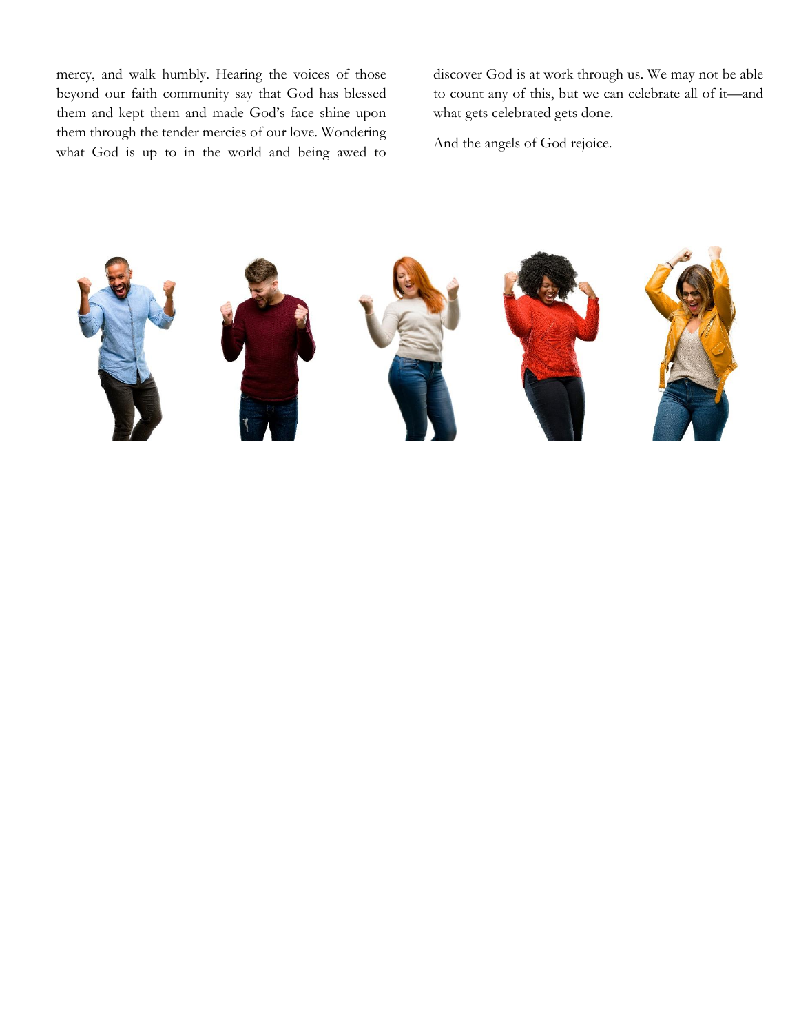mercy, and walk humbly. Hearing the voices of those beyond our faith community say that God has blessed them and kept them and made God's face shine upon them through the tender mercies of our love. Wondering what God is up to in the world and being awed to discover God is at work through us. We may not be able to count any of this, but we can celebrate all of it—and what gets celebrated gets done.

And the angels of God rejoice.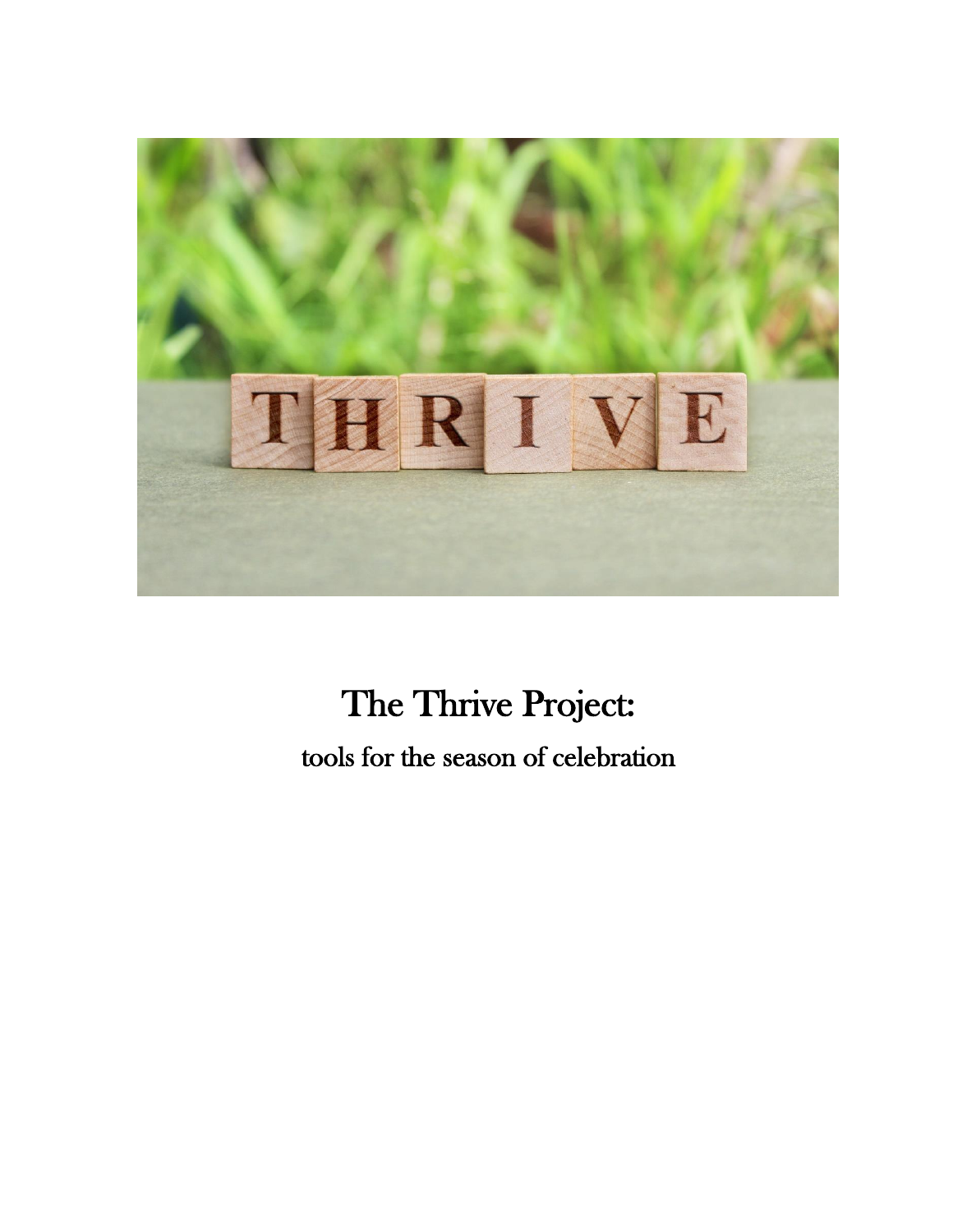# The Thrive Project:

tools for the season of celebration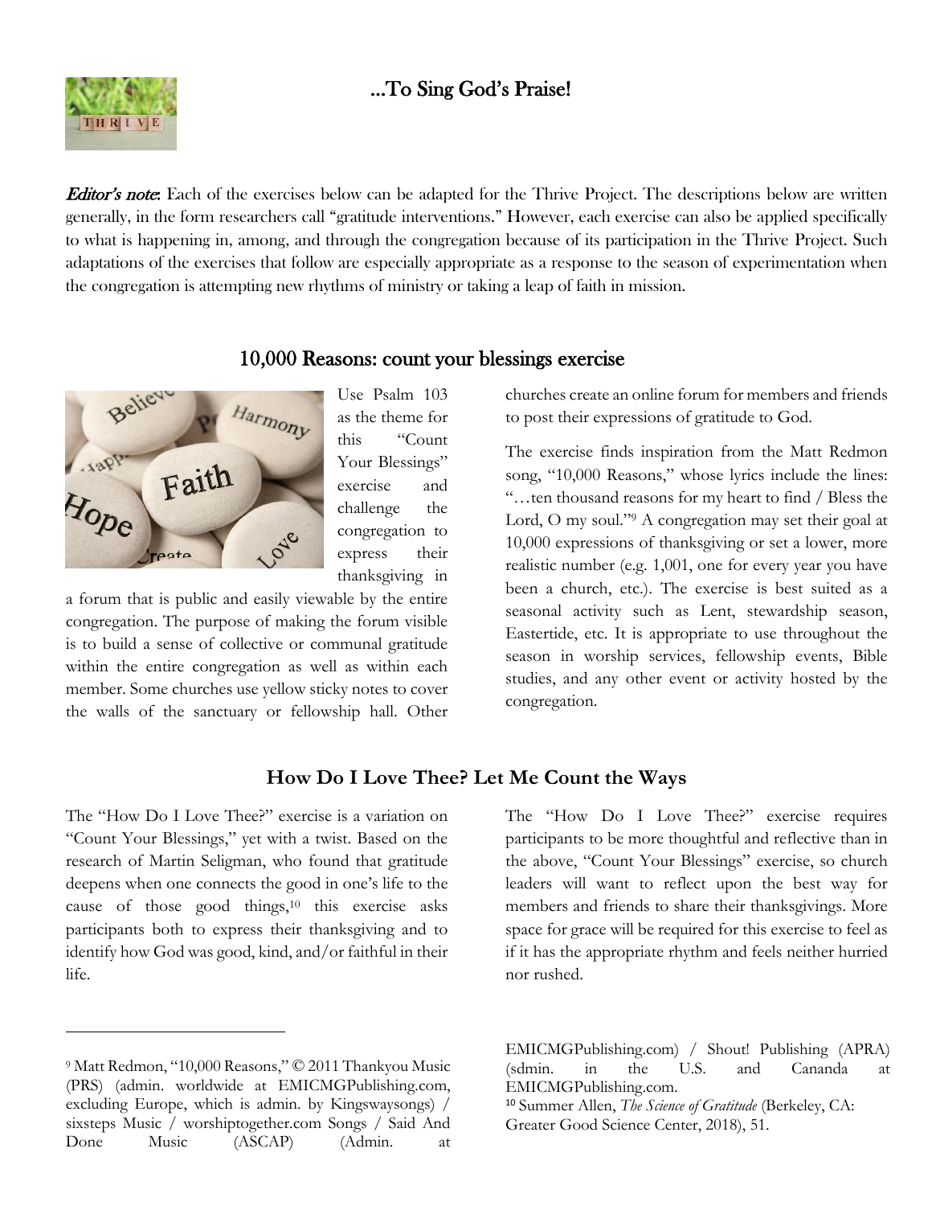# ...To Sing God's Praise!

***Editor's note*:** Each of the exercises below can be adapted for the Thrive Project. The descriptions below are written generally, in the form researchers call "gratitude interventions." However, each exercise can also be applied specifically to what is happening in, among, and through the congregation because of its participation in the Thrive Project. Such adaptations of the exercises that follow are especially appropriate as a response to the season of experimentation when the congregation is attempting new rhythms of ministry or taking a leap of faith in mission.

## 10,000 Reasons: count your blessings exercise

Use Psalm 103 as the theme for this "Count Your Blessings" exercise and challenge the congregation to express their thanksgiving in a forum that is public and easily viewable by the entire congregation. The purpose of making the forum visible is to build a sense of collective or communal gratitude within the entire congregation as well as within each member. Some churches use yellow sticky notes to cover the walls of the sanctuary or fellowship hall. Other churches create an online forum for members and friends to post their expressions of gratitude to God.

The exercise finds inspiration from the Matt Redmon song, "10,000 Reasons," whose lyrics include the lines: "…ten thousand reasons for my heart to find / Bless the Lord, O my soul."[9] A congregation may set their goal at 10,000 expressions of thanksgiving or set a lower, more realistic number (e.g. 1,001, one for every year you have been a church, etc.). The exercise is best suited as a seasonal activity such as Lent, stewardship season, Eastertide, etc. It is appropriate to use throughout the season in worship services, fellowship events, Bible studies, and any other event or activity hosted by the congregation.

## How Do I Love Thee? Let Me Count the Ways

The "How Do I Love Thee?" exercise is a variation on "Count Your Blessings," yet with a twist. Based on the research of Martin Seligman, who found that gratitude deepens when one connects the good in one's life to the cause of those good things,[10] this exercise asks participants both to express their thanksgiving and to identify how God was good, kind, and/or faithful in their life.

The "How Do I Love Thee?" exercise requires participants to be more thoughtful and reflective than in the above, "Count Your Blessings" exercise, so church leaders will want to reflect upon the best way for members and friends to share their thanksgivings. More space for grace will be required for this exercise to feel as if it has the appropriate rhythm and feels neither hurried nor rushed.

---

[9] Matt Redmon, "10,000 Reasons," © 2011 Thankyou Music (PRS) (admin. worldwide at EMICMGPublishing.com, excluding Europe, which is admin. by Kingswaysongs) / sixsteps Music / worshiptogether.com Songs / Said And Done Music (ASCAP) (Admin. at EMICMGPublishing.com) / Shout! Publishing (APRA) (sdmin. in the U.S. and Canada at EMICMGPublishing.com.

[10] Summer Allen, *The Science of Gratitude* (Berkeley, CA: Greater Good Science Center, 2018), 51.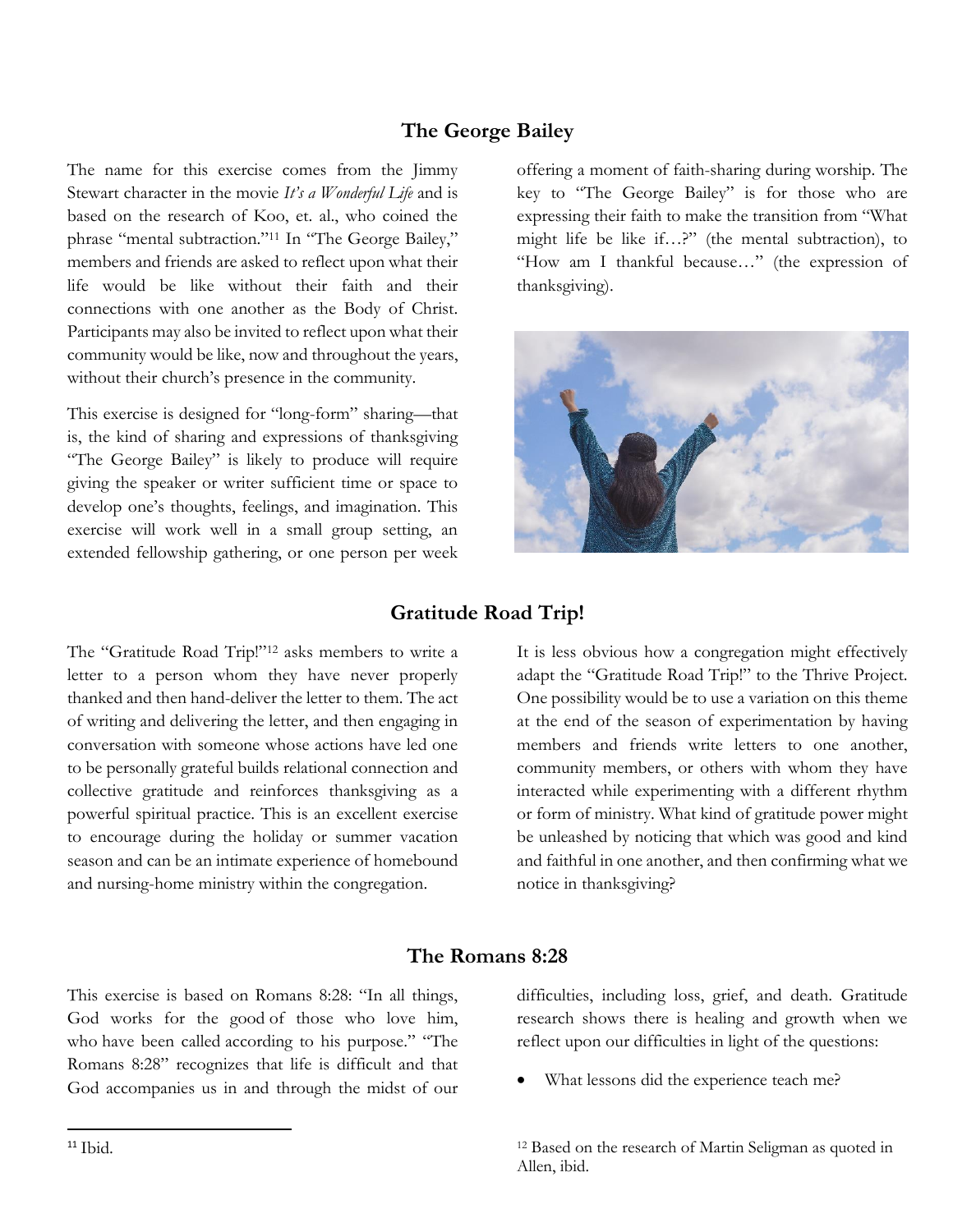## The George Bailey

The name for this exercise comes from the Jimmy Stewart character in the movie *It's a Wonderful Life* and is based on the research of Koo, et. al., who coined the phrase "mental subtraction."[11] In "The George Bailey," members and friends are asked to reflect upon what their life would be like without their faith and their connections with one another as the Body of Christ. Participants may also be invited to reflect upon what their community would be like, now and throughout the years, without their church's presence in the community.

This exercise is designed for "long-form" sharing—that is, the kind of sharing and expressions of thanksgiving "The George Bailey" is likely to produce will require giving the speaker or writer sufficient time or space to develop one's thoughts, feelings, and imagination. This exercise will work well in a small group setting, an extended fellowship gathering, or one person per week offering a moment of faith-sharing during worship. The key to "The George Bailey" is for those who are expressing their faith to make the transition from "What might life be like if…?" (the mental subtraction), to "How am I thankful because…" (the expression of thanksgiving).

## Gratitude Road Trip!

The "Gratitude Road Trip!"[12] asks members to write a letter to a person whom they have never properly thanked and then hand-deliver the letter to them. The act of writing and delivering the letter, and then engaging in conversation with someone whose actions have led one to be personally grateful builds relational connection and collective gratitude and reinforces thanksgiving as a powerful spiritual practice. This is an excellent exercise to encourage during the holiday or summer vacation season and can be an intimate experience of homebound and nursing-home ministry within the congregation.

It is less obvious how a congregation might effectively adapt the "Gratitude Road Trip!" to the Thrive Project. One possibility would be to use a variation on this theme at the end of the season of experimentation by having members and friends write letters to one another, community members, or others with whom they have interacted while experimenting with a different rhythm or form of ministry. What kind of gratitude power might be unleashed by noticing that which was good and kind and faithful in one another, and then confirming what we notice in thanksgiving?

## The Romans 8:28

This exercise is based on Romans 8:28: "In all things, God works for the good of those who love him, who have been called according to his purpose." "The Romans 8:28" recognizes that life is difficult and that God accompanies us in and through the midst of our difficulties, including loss, grief, and death. Gratitude research shows there is healing and growth when we reflect upon our difficulties in light of the questions:

- What lessons did the experience teach me?

---

[11] Ibid.

[12] Based on the research of Martin Seligman as quoted in Allen, ibid.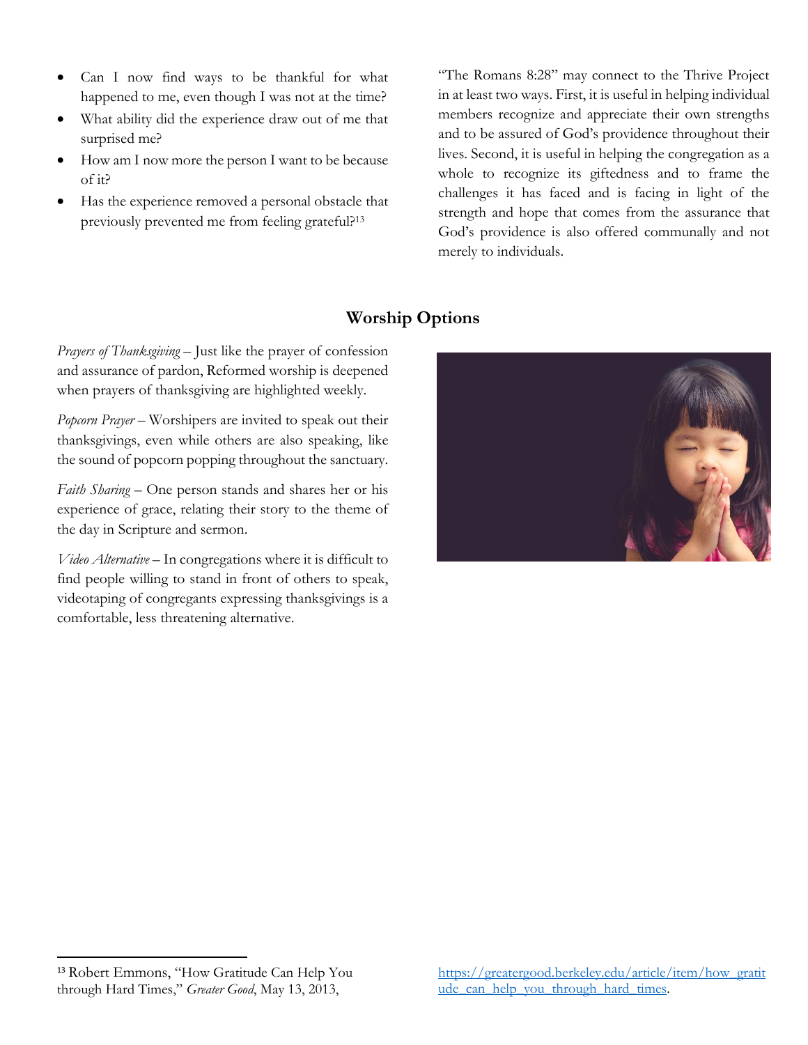- Can I now find ways to be thankful for what happened to me, even though I was not at the time?
- What ability did the experience draw out of me that surprised me?
- How am I now more the person I want to be because of it?
- Has the experience removed a personal obstacle that previously prevented me from feeling grateful?[13]

"The Romans 8:28" may connect to the Thrive Project in at least two ways. First, it is useful in helping individual members recognize and appreciate their own strengths and to be assured of God's providence throughout their lives. Second, it is useful in helping the congregation as a whole to recognize its giftedness and to frame the challenges it has faced and is facing in light of the strength and hope that comes from the assurance that God's providence is also offered communally and not merely to individuals.

## Worship Options

*Prayers of Thanksgiving* – Just like the prayer of confession and assurance of pardon, Reformed worship is deepened when prayers of thanksgiving are highlighted weekly.

*Popcorn Prayer* – Worshipers are invited to speak out their thanksgivings, even while others are also speaking, like the sound of popcorn popping throughout the sanctuary.

*Faith Sharing* – One person stands and shares her or his experience of grace, relating their story to the theme of the day in Scripture and sermon.

*Video Alternative* – In congregations where it is difficult to find people willing to stand in front of others to speak, videotaping of congregants expressing thanksgivings is a comfortable, less threatening alternative.

---

[13] Robert Emmons, "How Gratitude Can Help You through Hard Times," *Greater Good*, May 13, 2013, https://greatergood.berkeley.edu/article/item/how_gratitude_can_help_you_through_hard_times.